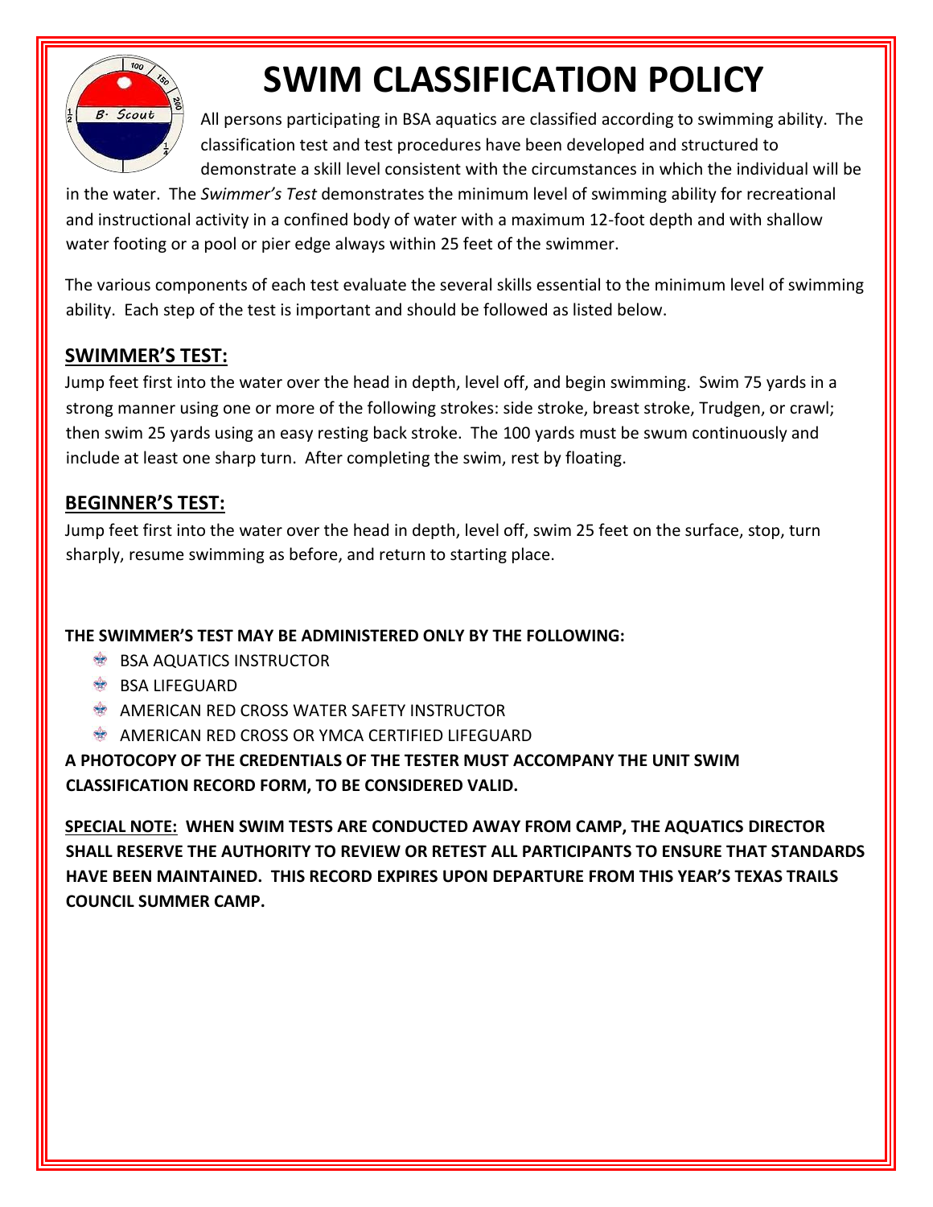# SWIM CLASSIFICATION POLICY

All persons participating in BSA aquatics are classified according to swimming ability. The classification test and test procedures have been developed and structured to demonstrate a skill level consistent with the circumstances in which the individual will be in the water. The *Swimmer's Test* demonstrates the minimum level of swimming ability for recreational and instructional activity in a confined body of water with a maximum 12-foot depth and with shallow water footing or a pool or pier edge always within 25 feet of the swimmer.

The various components of each test evaluate the several skills essential to the minimum level of swimming ability. Each step of the test is important and should be followed as listed below.

## SWIMMER'S TEST:

Jump feet first into the water over the head in depth, level off, and begin swimming. Swim 75 yards in a strong manner using one or more of the following strokes: side stroke, breast stroke, Trudgen, or crawl; then swim 25 yards using an easy resting back stroke. The 100 yards must be swum continuously and include at least one sharp turn. After completing the swim, rest by floating.

## BEGINNER'S TEST:

Jump feet first into the water over the head in depth, level off, swim 25 feet on the surface, stop, turn sharply, resume swimming as before, and return to starting place.

**THE SWIMMER'S TEST MAY BE ADMINISTERED ONLY BY THE FOLLOWING:**

- BSA AQUATICS INSTRUCTOR
- BSA LIFEGUARD
- AMERICAN RED CROSS WATER SAFETY INSTRUCTOR
- AMERICAN RED CROSS OR YMCA CERTIFIED LIFEGUARD

**A PHOTOCOPY OF THE CREDENTIALS OF THE TESTER MUST ACCOMPANY THE UNIT SWIM CLASSIFICATION RECORD FORM, TO BE CONSIDERED VALID.**

**<u>SPECIAL NOTE:</u> WHEN SWIM TESTS ARE CONDUCTED AWAY FROM CAMP, THE AQUATICS DIRECTOR SHALL RESERVE THE AUTHORITY TO REVIEW OR RETEST ALL PARTICIPANTS TO ENSURE THAT STANDARDS HAVE BEEN MAINTAINED. THIS RECORD EXPIRES UPON DEPARTURE FROM THIS YEAR'S TEXAS TRAILS COUNCIL SUMMER CAMP.**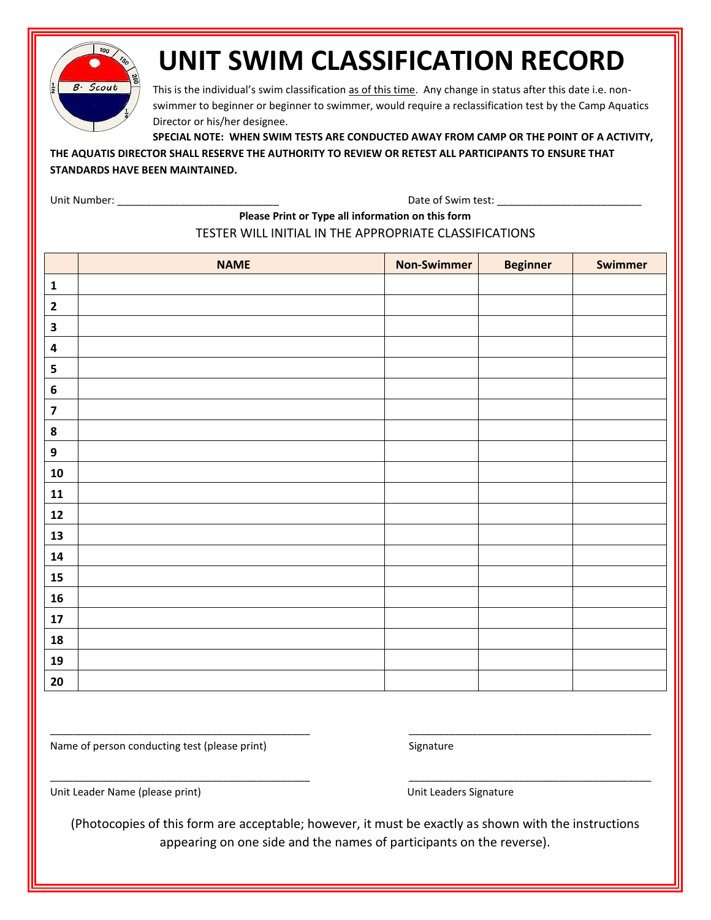# UNIT SWIM CLASSIFICATION RECORD

This is the individual's swim classification as of this time. Any change in status after this date i.e. non-swimmer to beginner or beginner to swimmer, would require a reclassification test by the Camp Aquatics Director or his/her designee.

**SPECIAL NOTE: WHEN SWIM TESTS ARE CONDUCTED AWAY FROM CAMP OR THE POINT OF A ACTIVITY, THE AQUATIS DIRECTOR SHALL RESERVE THE AUTHORITY TO REVIEW OR RETEST ALL PARTICIPANTS TO ENSURE THAT STANDARDS HAVE BEEN MAINTAINED.**

Unit Number: ____________________________ Date of Swim test: __________________________

**Please Print or Type all information on this form**

TESTER WILL INITIAL IN THE APPROPRIATE CLASSIFICATIONS

| | NAME | Non-Swimmer | Beginner | Swimmer |
|---|---|---|---|---|
| 1 | | | | |
| 2 | | | | |
| 3 | | | | |
| 4 | | | | |
| 5 | | | | |
| 6 | | | | |
| 7 | | | | |
| 8 | | | | |
| 9 | | | | |
| 10 | | | | |
| 11 | | | | |
| 12 | | | | |
| 13 | | | | |
| 14 | | | | |
| 15 | | | | |
| 16 | | | | |
| 17 | | | | |
| 18 | | | | |
| 19 | | | | |
| 20 | | | | |

_____________________________________________ _____________________________________________

Name of person conducting test (please print) Signature

_____________________________________________ _____________________________________________

Unit Leader Name (please print) Unit Leaders Signature

(Photocopies of this form are acceptable; however, it must be exactly as shown with the instructions appearing on one side and the names of participants on the reverse).